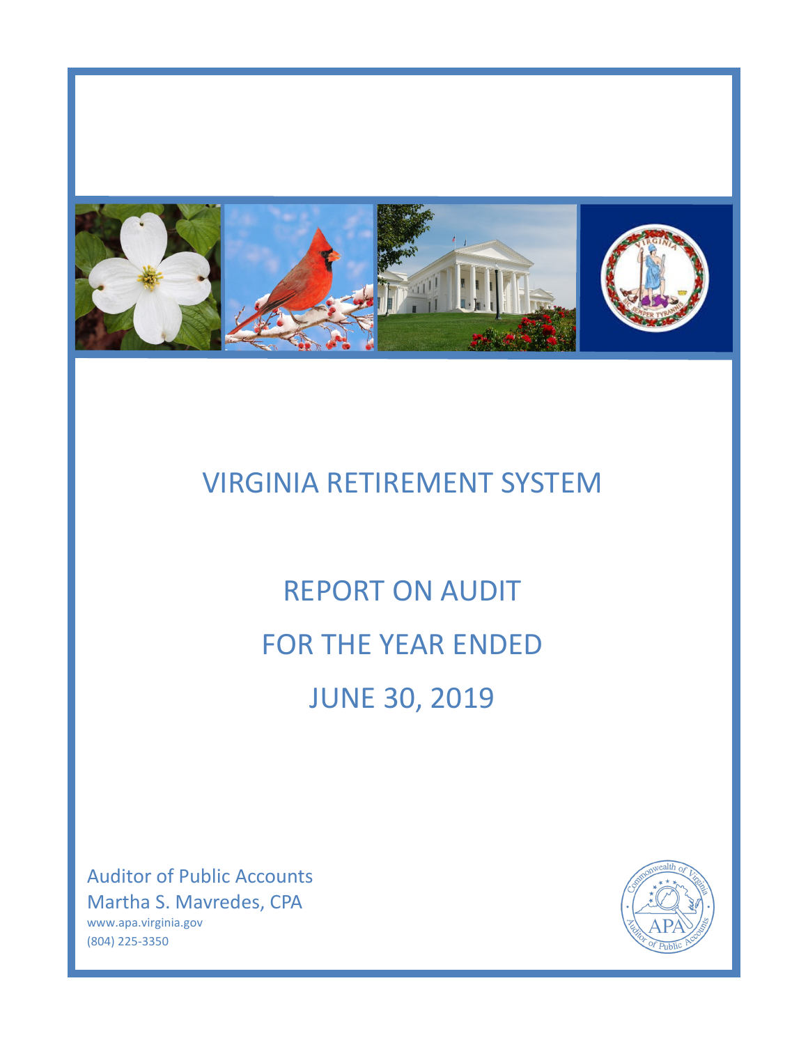# VIRGINIA RETIREMENT SYSTEM

## REPORT ON AUDIT FOR THE YEAR ENDED JUNE 30, 2019

Auditor of Public Accounts
Martha S. Mavredes, CPA
www.apa.virginia.gov
(804) 225-3350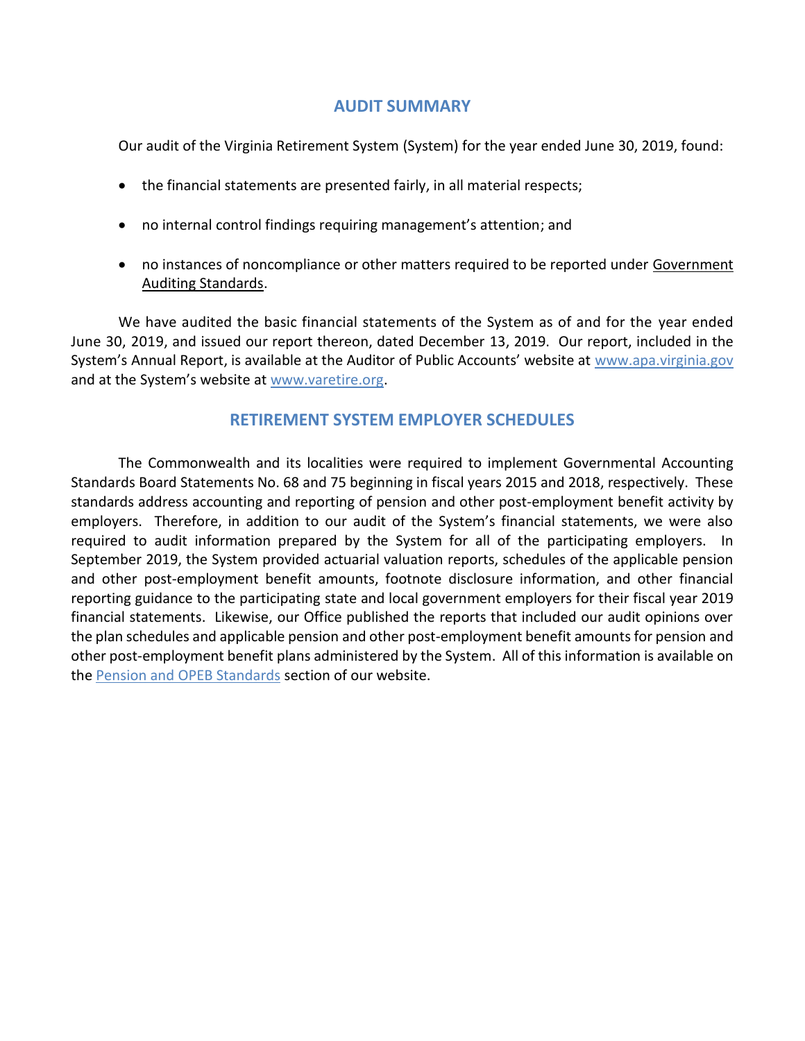## AUDIT SUMMARY

Our audit of the Virginia Retirement System (System) for the year ended June 30, 2019, found:

- the financial statements are presented fairly, in all material respects;
- no internal control findings requiring management's attention; and
- no instances of noncompliance or other matters required to be reported under Government Auditing Standards.

We have audited the basic financial statements of the System as of and for the year ended June 30, 2019, and issued our report thereon, dated December 13, 2019. Our report, included in the System's Annual Report, is available at the Auditor of Public Accounts' website at www.apa.virginia.gov and at the System's website at www.varetire.org.

## RETIREMENT SYSTEM EMPLOYER SCHEDULES

The Commonwealth and its localities were required to implement Governmental Accounting Standards Board Statements No. 68 and 75 beginning in fiscal years 2015 and 2018, respectively. These standards address accounting and reporting of pension and other post-employment benefit activity by employers. Therefore, in addition to our audit of the System's financial statements, we were also required to audit information prepared by the System for all of the participating employers. In September 2019, the System provided actuarial valuation reports, schedules of the applicable pension and other post-employment benefit amounts, footnote disclosure information, and other financial reporting guidance to the participating state and local government employers for their fiscal year 2019 financial statements. Likewise, our Office published the reports that included our audit opinions over the plan schedules and applicable pension and other post-employment benefit amounts for pension and other post-employment benefit plans administered by the System. All of this information is available on the Pension and OPEB Standards section of our website.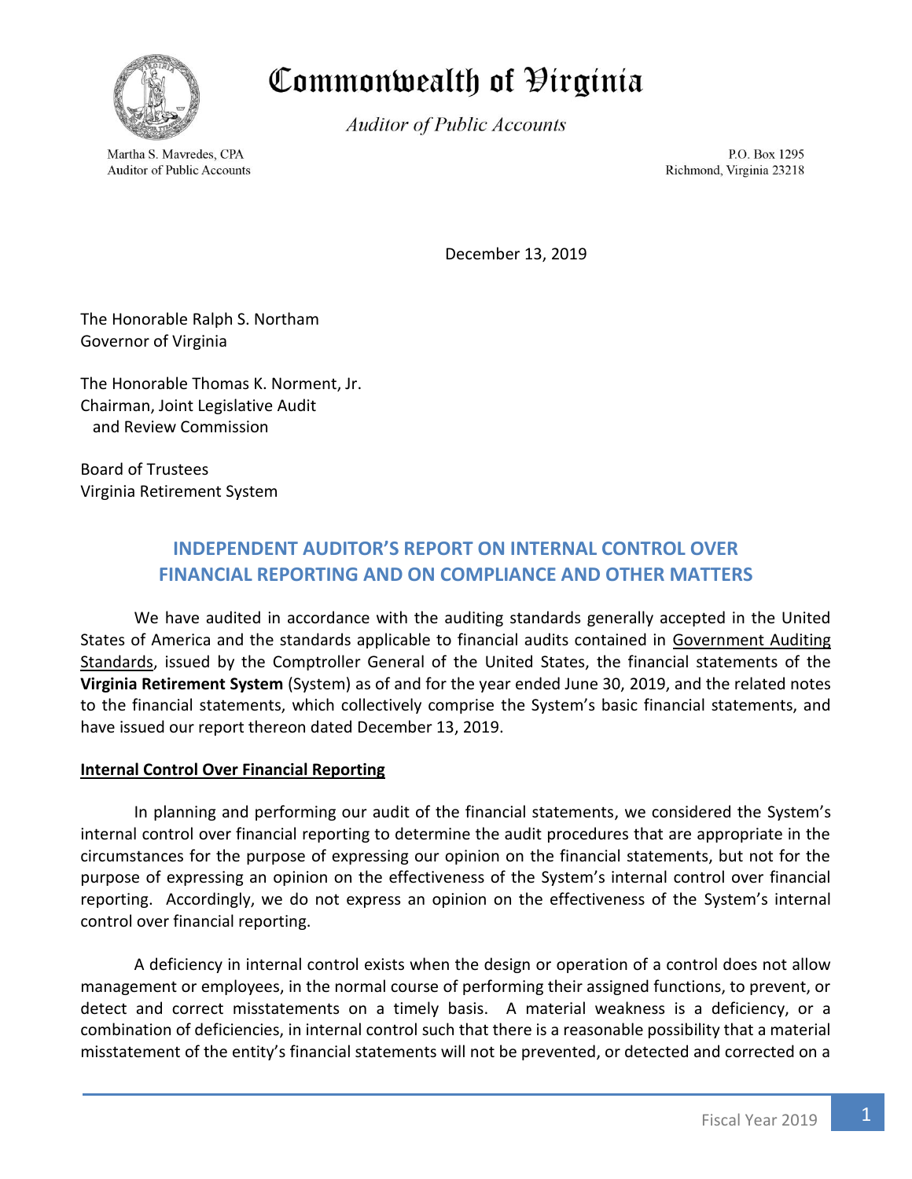# Commonwealth of Virginia

*Auditor of Public Accounts*

Martha S. Mavredes, CPA
Auditor of Public Accounts

P.O. Box 1295
Richmond, Virginia 23218

December 13, 2019

The Honorable Ralph S. Northam
Governor of Virginia

The Honorable Thomas K. Norment, Jr.
Chairman, Joint Legislative Audit
and Review Commission

Board of Trustees
Virginia Retirement System

## INDEPENDENT AUDITOR'S REPORT ON INTERNAL CONTROL OVER FINANCIAL REPORTING AND ON COMPLIANCE AND OTHER MATTERS

We have audited in accordance with the auditing standards generally accepted in the United States of America and the standards applicable to financial audits contained in Government Auditing Standards, issued by the Comptroller General of the United States, the financial statements of the **Virginia Retirement System** (System) as of and for the year ended June 30, 2019, and the related notes to the financial statements, which collectively comprise the System's basic financial statements, and have issued our report thereon dated December 13, 2019.

### Internal Control Over Financial Reporting

In planning and performing our audit of the financial statements, we considered the System's internal control over financial reporting to determine the audit procedures that are appropriate in the circumstances for the purpose of expressing our opinion on the financial statements, but not for the purpose of expressing an opinion on the effectiveness of the System's internal control over financial reporting. Accordingly, we do not express an opinion on the effectiveness of the System's internal control over financial reporting.

A deficiency in internal control exists when the design or operation of a control does not allow management or employees, in the normal course of performing their assigned functions, to prevent, or detect and correct misstatements on a timely basis. A material weakness is a deficiency, or a combination of deficiencies, in internal control such that there is a reasonable possibility that a material misstatement of the entity's financial statements will not be prevented, or detected and corrected on a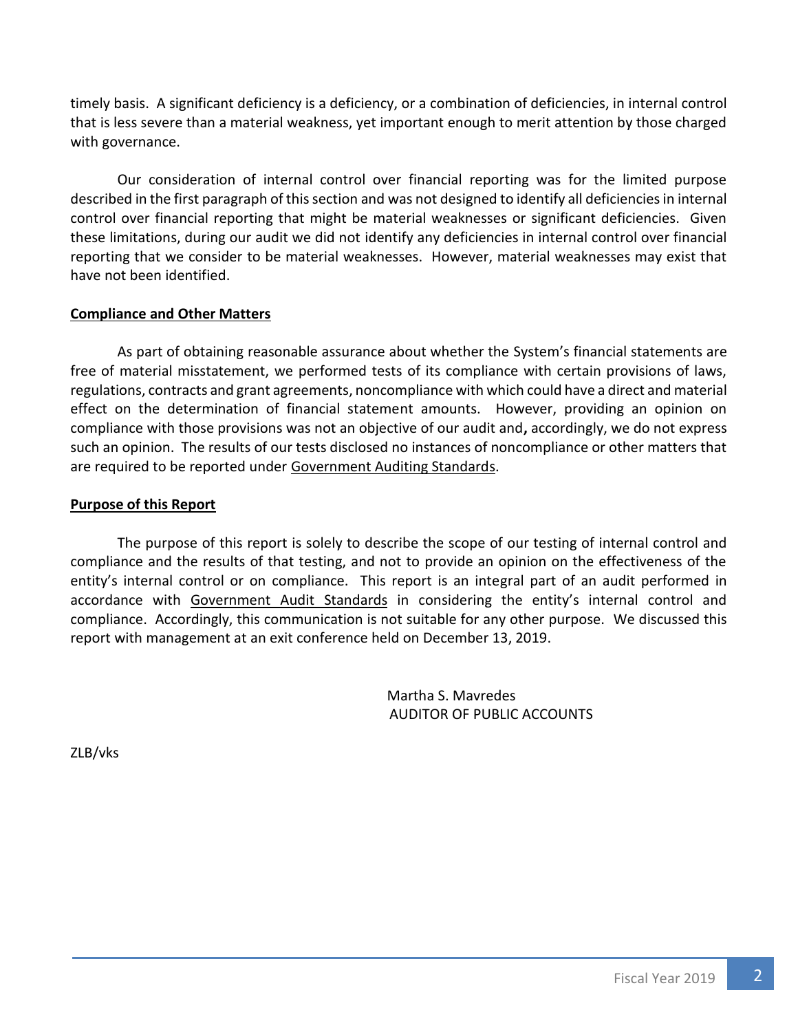timely basis. A significant deficiency is a deficiency, or a combination of deficiencies, in internal control that is less severe than a material weakness, yet important enough to merit attention by those charged with governance.

Our consideration of internal control over financial reporting was for the limited purpose described in the first paragraph of this section and was not designed to identify all deficiencies in internal control over financial reporting that might be material weaknesses or significant deficiencies. Given these limitations, during our audit we did not identify any deficiencies in internal control over financial reporting that we consider to be material weaknesses. However, material weaknesses may exist that have not been identified.

**Compliance and Other Matters**

As part of obtaining reasonable assurance about whether the System's financial statements are free of material misstatement, we performed tests of its compliance with certain provisions of laws, regulations, contracts and grant agreements, noncompliance with which could have a direct and material effect on the determination of financial statement amounts. However, providing an opinion on compliance with those provisions was not an objective of our audit and**,** accordingly, we do not express such an opinion. The results of our tests disclosed no instances of noncompliance or other matters that are required to be reported under Government Auditing Standards.

**Purpose of this Report**

The purpose of this report is solely to describe the scope of our testing of internal control and compliance and the results of that testing, and not to provide an opinion on the effectiveness of the entity's internal control or on compliance. This report is an integral part of an audit performed in accordance with Government Audit Standards in considering the entity's internal control and compliance. Accordingly, this communication is not suitable for any other purpose. We discussed this report with management at an exit conference held on December 13, 2019.

Martha S. Mavredes
AUDITOR OF PUBLIC ACCOUNTS

ZLB/vks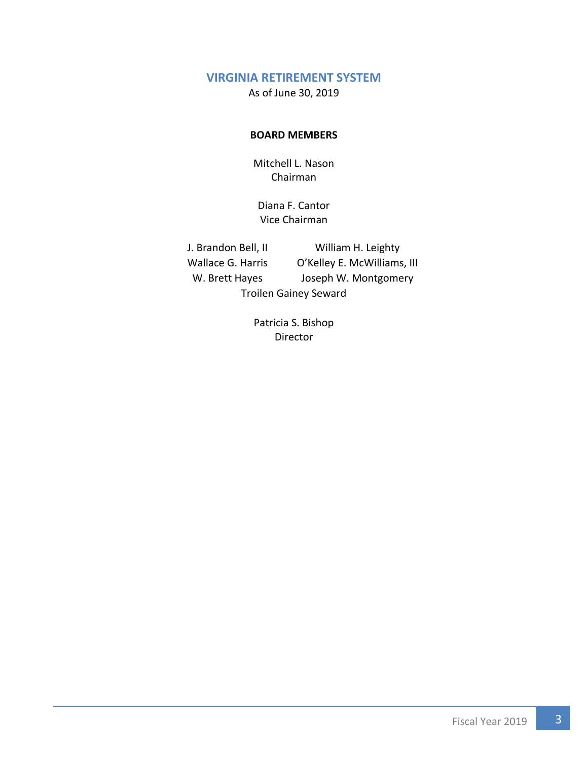## VIRGINIA RETIREMENT SYSTEM

As of June 30, 2019

**BOARD MEMBERS**

Mitchell L. Nason
Chairman

Diana F. Cantor
Vice Chairman

J. Brandon Bell, II
Wallace G. Harris
W. Brett Hayes
William H. Leighty
O'Kelley E. McWilliams, III
Joseph W. Montgomery
Troilen Gainey Seward

Patricia S. Bishop
Director